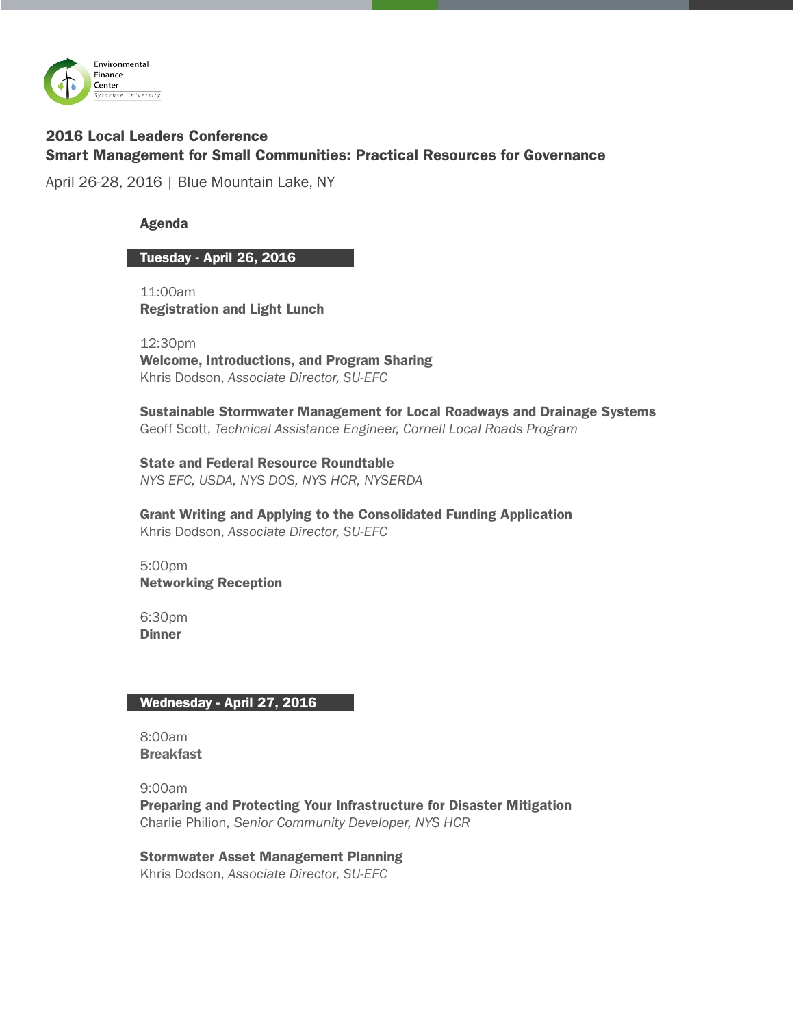Environmental Finance Center
Syracuse University

# 2016 Local Leaders Conference
## Smart Management for Small Communities: Practical Resources for Governance

April 26-28, 2016 | Blue Mountain Lake, NY

### Agenda

### Tuesday - April 26, 2016

11:00am
**Registration and Light Lunch**

12:30pm
**Welcome, Introductions, and Program Sharing**
Khris Dodson, *Associate Director, SU-EFC*

**Sustainable Stormwater Management for Local Roadways and Drainage Systems**
Geoff Scott, *Technical Assistance Engineer, Cornell Local Roads Program*

**State and Federal Resource Roundtable**
*NYS EFC, USDA, NYS DOS, NYS HCR, NYSERDA*

**Grant Writing and Applying to the Consolidated Funding Application**
Khris Dodson, *Associate Director, SU-EFC*

5:00pm
**Networking Reception**

6:30pm
**Dinner**

### Wednesday - April 27, 2016

8:00am
**Breakfast**

9:00am
**Preparing and Protecting Your Infrastructure for Disaster Mitigation**
Charlie Philion, *Senior Community Developer, NYS HCR*

**Stormwater Asset Management Planning**
Khris Dodson, *Associate Director, SU-EFC*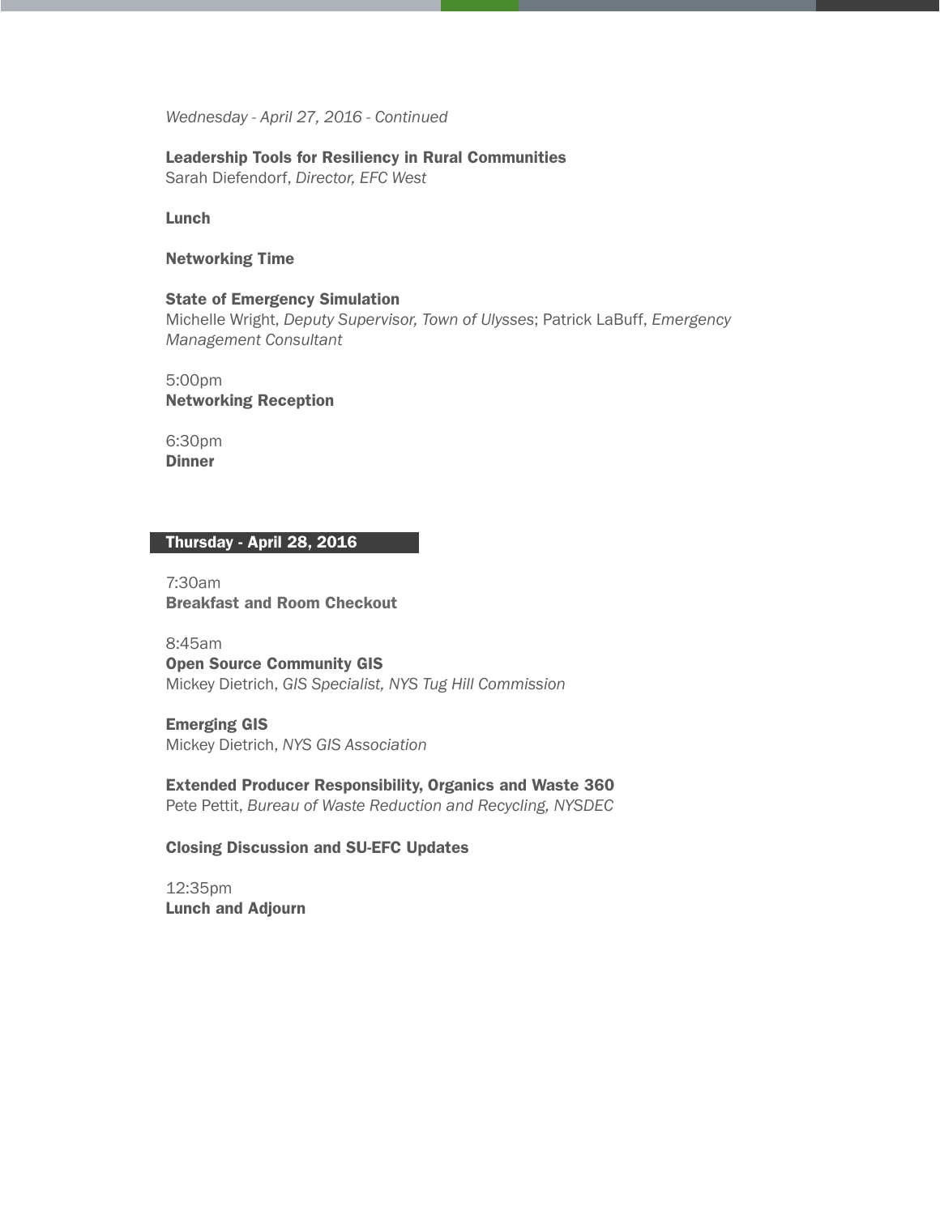*Wednesday - April 27, 2016 - Continued*

**Leadership Tools for Resiliency in Rural Communities**
Sarah Diefendorf, *Director, EFC West*

**Lunch**

**Networking Time**

**State of Emergency Simulation**
Michelle Wright, *Deputy Supervisor, Town of Ulysses*; Patrick LaBuff, *Emergency Management Consultant*

5:00pm
**Networking Reception**

6:30pm
**Dinner**

## Thursday - April 28, 2016

7:30am
**Breakfast and Room Checkout**

8:45am
**Open Source Community GIS**
Mickey Dietrich, *GIS Specialist, NYS Tug Hill Commission*

**Emerging GIS**
Mickey Dietrich, *NYS GIS Association*

**Extended Producer Responsibility, Organics and Waste 360**
Pete Pettit, *Bureau of Waste Reduction and Recycling, NYSDEC*

**Closing Discussion and SU-EFC Updates**

12:35pm
**Lunch and Adjourn**